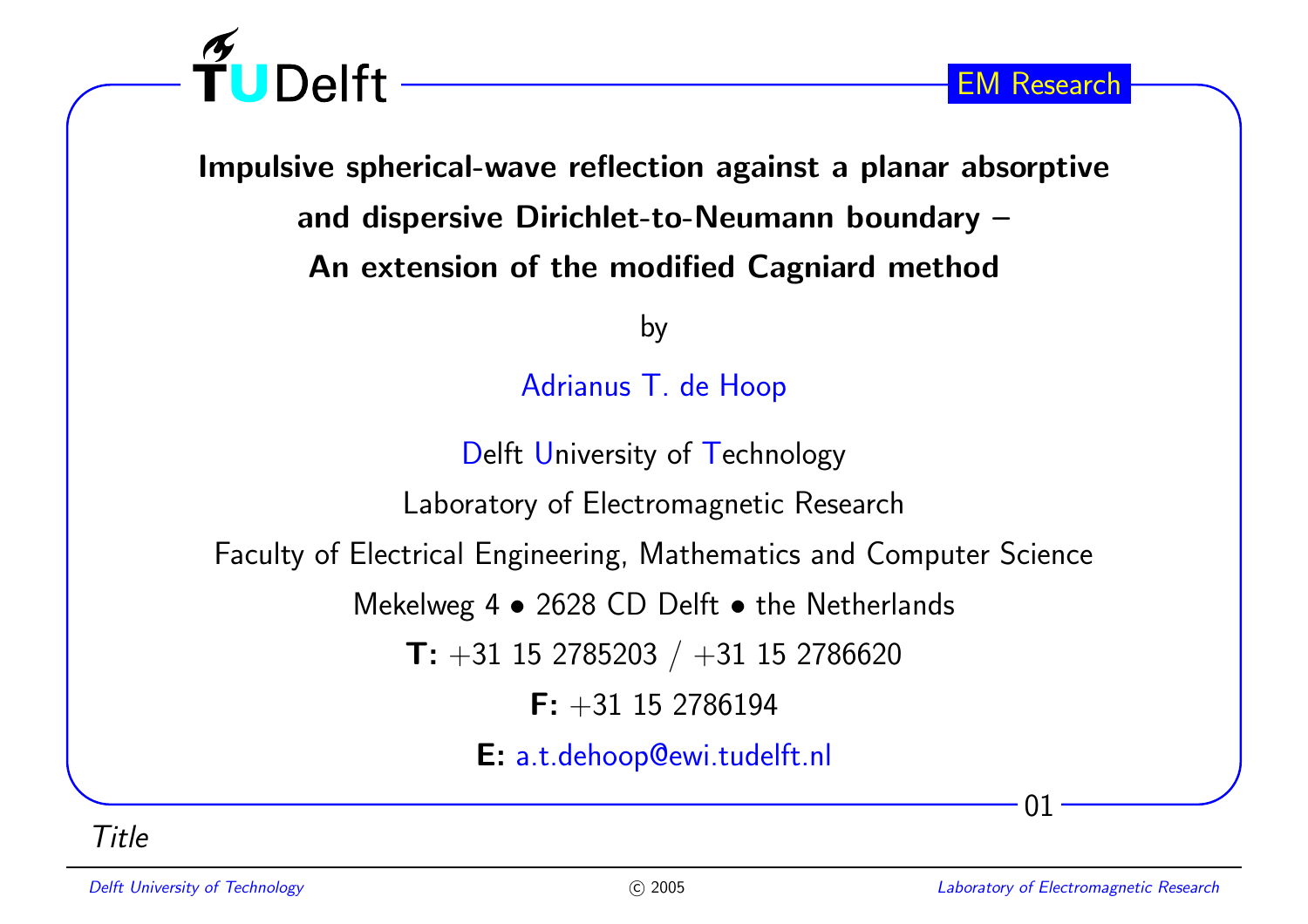# Impulsive spherical-wave reflection against a planar absorptive and dispersive Dirichlet-to-Neumann boundary – An extension of the modified Cagniard method

by

Adrianus T. de Hoop

Delft University of Technology

Laboratory of Electromagnetic Research

Faculty of Electrical Engineering, Mathematics and Computer Science

Mekelweg 4 • 2628 CD Delft • the Netherlands

**T:** +31 15 2785203 / +31 15 2786620

**F:** +31 15 2786194

**E:** a.t.dehoop@ewi.tudelft.nl

*Title*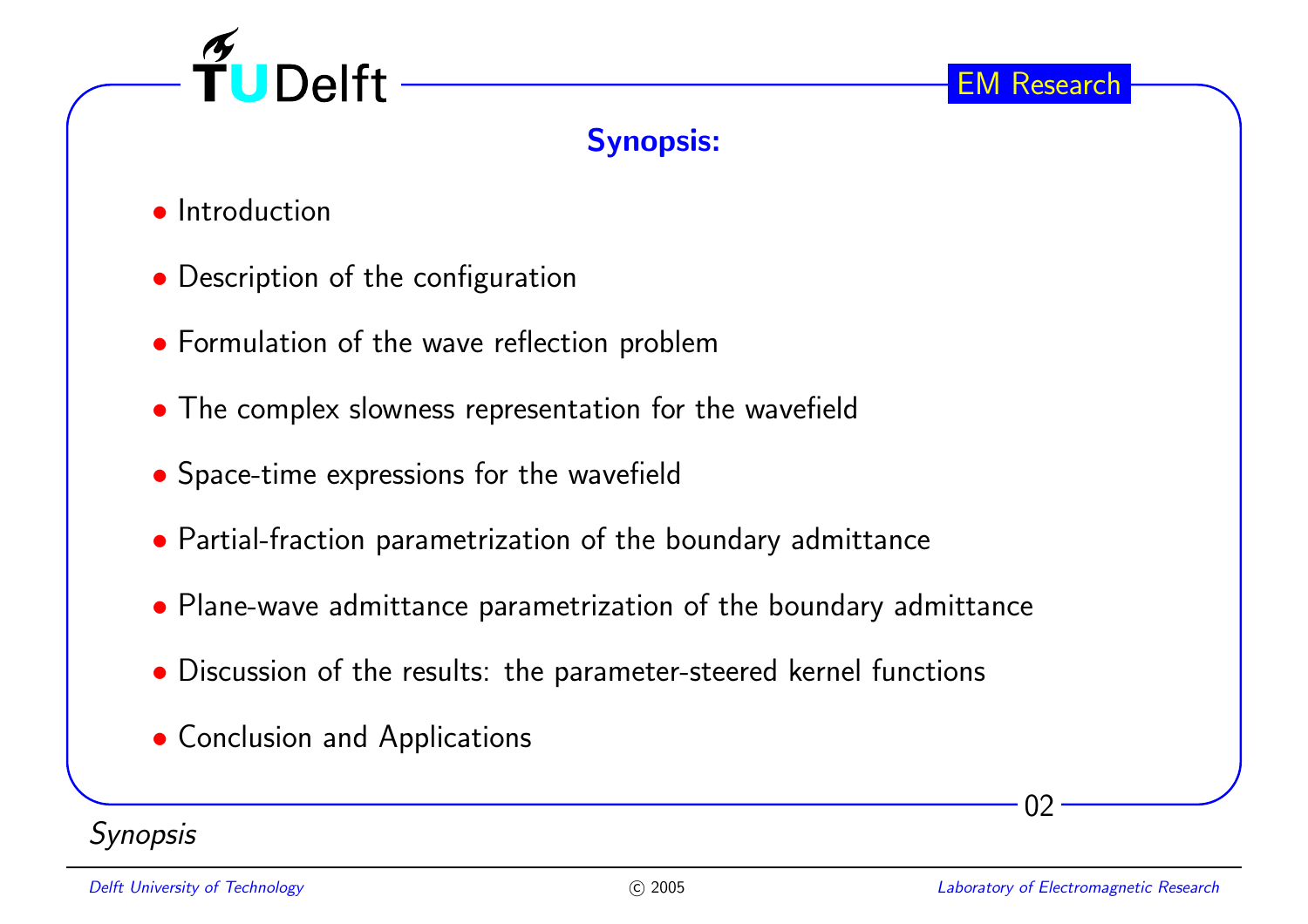## Synopsis:

- Introduction
- Description of the configuration
- Formulation of the wave reflection problem
- The complex slowness representation for the wavefield
- Space-time expressions for the wavefield
- Partial-fraction parametrization of the boundary admittance
- Plane-wave admittance parametrization of the boundary admittance
- Discussion of the results: the parameter-steered kernel functions
- Conclusion and Applications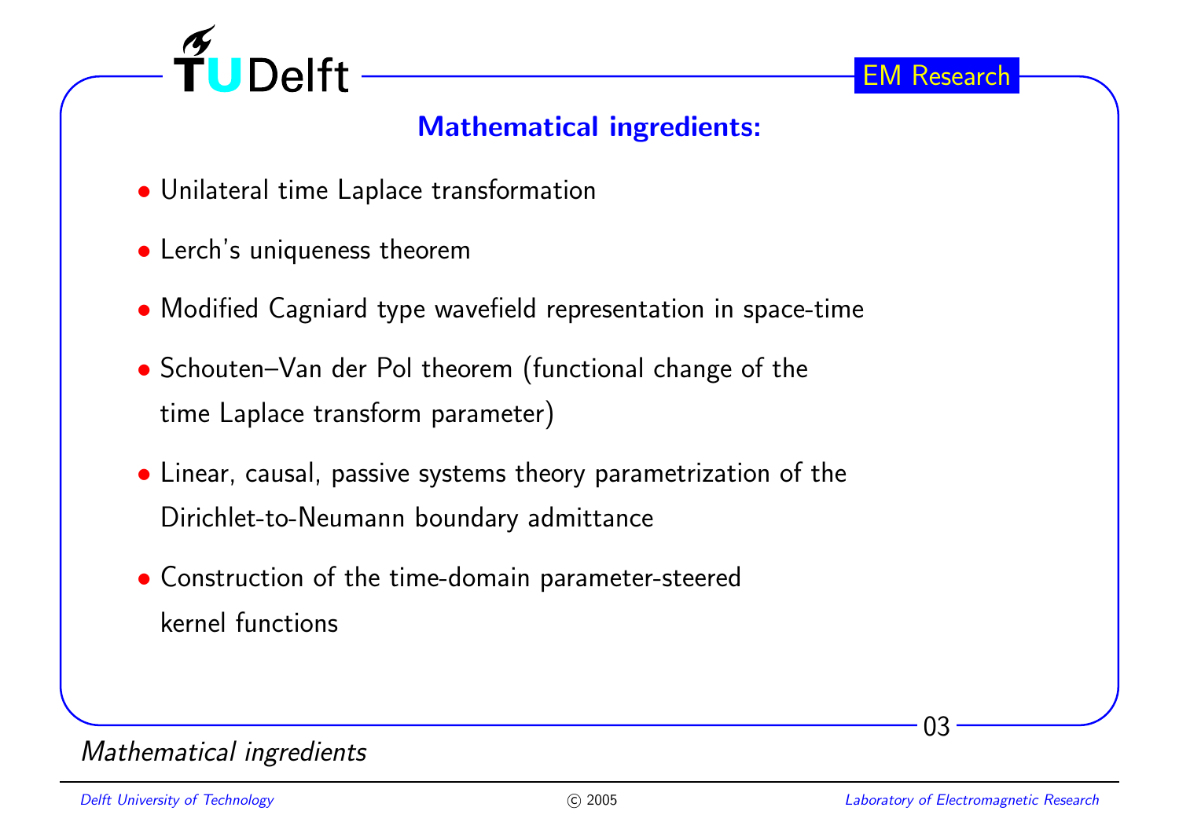## Mathematical ingredients:

- Unilateral time Laplace transformation
- Lerch's uniqueness theorem
- Modified Cagniard type wavefield representation in space-time
- Schouten–Van der Pol theorem (functional change of the time Laplace transform parameter)
- Linear, causal, passive systems theory parametrization of the Dirichlet-to-Neumann boundary admittance
- Construction of the time-domain parameter-steered kernel functions

*Mathematical ingredients*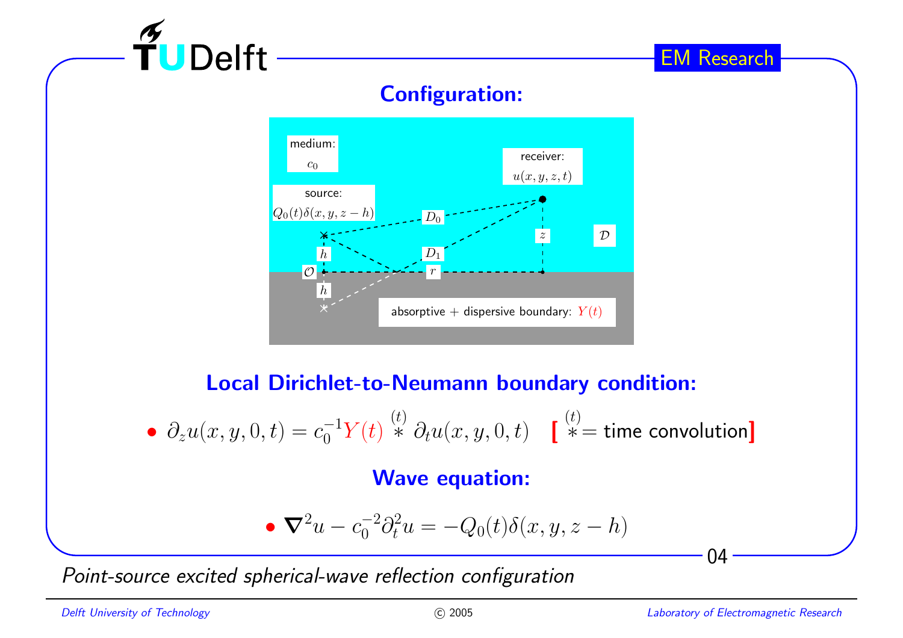## Configuration:

medium: $c_0$

receiver: $u(x, y, z, t)$

source: $Q_0(t)\delta(x, y, z-h)$

$D_0$, $D_1$, $h$, $h$, $\mathcal{O}$, $r$, $z$, $\mathcal{D}$

absorptive + dispersive boundary: $Y(t)$

## Local Dirichlet-to-Neumann boundary condition:

- $\partial_z u(x, y, 0, t) = c_0^{-1} Y(t) \overset{(t)}{*} \partial_t u(x, y, 0, t)$ **[** $\overset{(t)}{*}$ = time convolution **]**

## Wave equation:

- $\boldsymbol{\nabla}^2 u - c_0^{-2}\partial_t^2 u = -Q_0(t)\delta(x, y, z-h)$

*Point-source excited spherical-wave reflection configuration*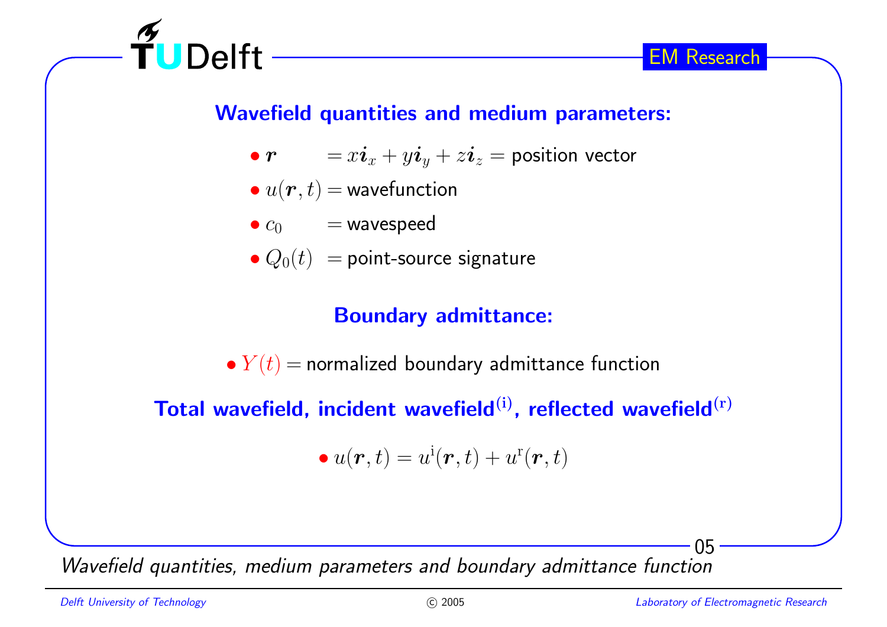## Wavefield quantities and medium parameters:

- $\boldsymbol{r} = x\boldsymbol{i}_x + y\boldsymbol{i}_y + z\boldsymbol{i}_z =$ position vector
- $u(\boldsymbol{r}, t) =$ wavefunction
- $c_0 =$ wavespeed
- $Q_0(t) =$ point-source signature

## Boundary admittance:

- $Y(t) =$ normalized boundary admittance function

## Total wavefield, incident wavefield$^{(\mathrm{i})}$, reflected wavefield$^{(\mathrm{r})}$

- $u(\boldsymbol{r}, t) = u^{\mathrm{i}}(\boldsymbol{r}, t) + u^{\mathrm{r}}(\boldsymbol{r}, t)$

*Wavefield quantities, medium parameters and boundary admittance function*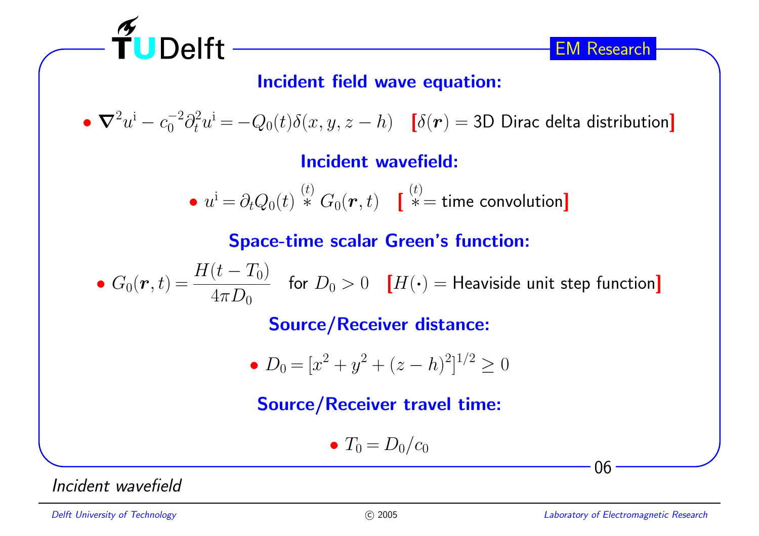## Incident field wave equation:

- $\boldsymbol{\nabla}^2 u^{\mathrm{i}} - c_0^{-2}\partial_t^2 u^{\mathrm{i}} = -Q_0(t)\delta(x, y, z-h)$ **[** $\delta(\boldsymbol{r})$ = 3D Dirac delta distribution **]**

## Incident wavefield:

- $u^{\mathrm{i}} = \partial_t Q_0(t) \overset{(t)}{*} G_0(\boldsymbol{r}, t)$ **[** $\overset{(t)}{*}$ = time convolution **]**

## Space-time scalar Green's function:

- $G_0(\boldsymbol{r}, t) = \dfrac{H(t - T_0)}{4\pi D_0}$ for $D_0 > 0$ **[** $H(\cdot)$ = Heaviside unit step function **]**

## Source/Receiver distance:

- $D_0 = [x^2 + y^2 + (z-h)^2]^{1/2} \geq 0$

## Source/Receiver travel time:

- $T_0 = D_0/c_0$

*Incident wavefield*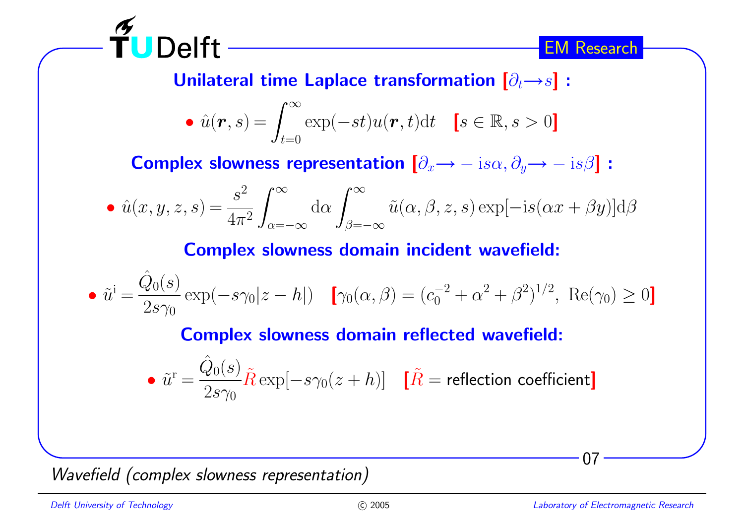### Unilateral time Laplace transformation $[\partial_t \rightarrow s]$ :

- $$\hat{u}(\boldsymbol{r}, s) = \int_{t=0}^{\infty} \exp(-st) u(\boldsymbol{r}, t) \mathrm{d}t \quad [s \in \mathbb{R}, s > 0]$$

### Complex slowness representation $[\partial_x \rightarrow -\mathrm{i}s\alpha, \partial_y \rightarrow -\mathrm{i}s\beta]$ :

- $$\hat{u}(x, y, z, s) = \frac{s^2}{4\pi^2} \int_{\alpha=-\infty}^{\infty} \mathrm{d}\alpha \int_{\beta=-\infty}^{\infty} \tilde{u}(\alpha, \beta, z, s) \exp[-\mathrm{i}s(\alpha x + \beta y)] \mathrm{d}\beta$$

### Complex slowness domain incident wavefield:

- $$\tilde{u}^{\mathrm{i}} = \frac{\hat{Q}_0(s)}{2s\gamma_0} \exp(-s\gamma_0 |z - h|) \quad [\gamma_0(\alpha, \beta) = (c_0^{-2} + \alpha^2 + \beta^2)^{1/2}, \ \mathrm{Re}(\gamma_0) \geq 0]$$

### Complex slowness domain reflected wavefield:

- $$\tilde{u}^{\mathrm{r}} = \frac{\hat{Q}_0(s)}{2s\gamma_0} \tilde{R} \exp[-s\gamma_0(z + h)] \quad [\tilde{R} = \text{reflection coefficient}]$$

*Wavefield (complex slowness representation)*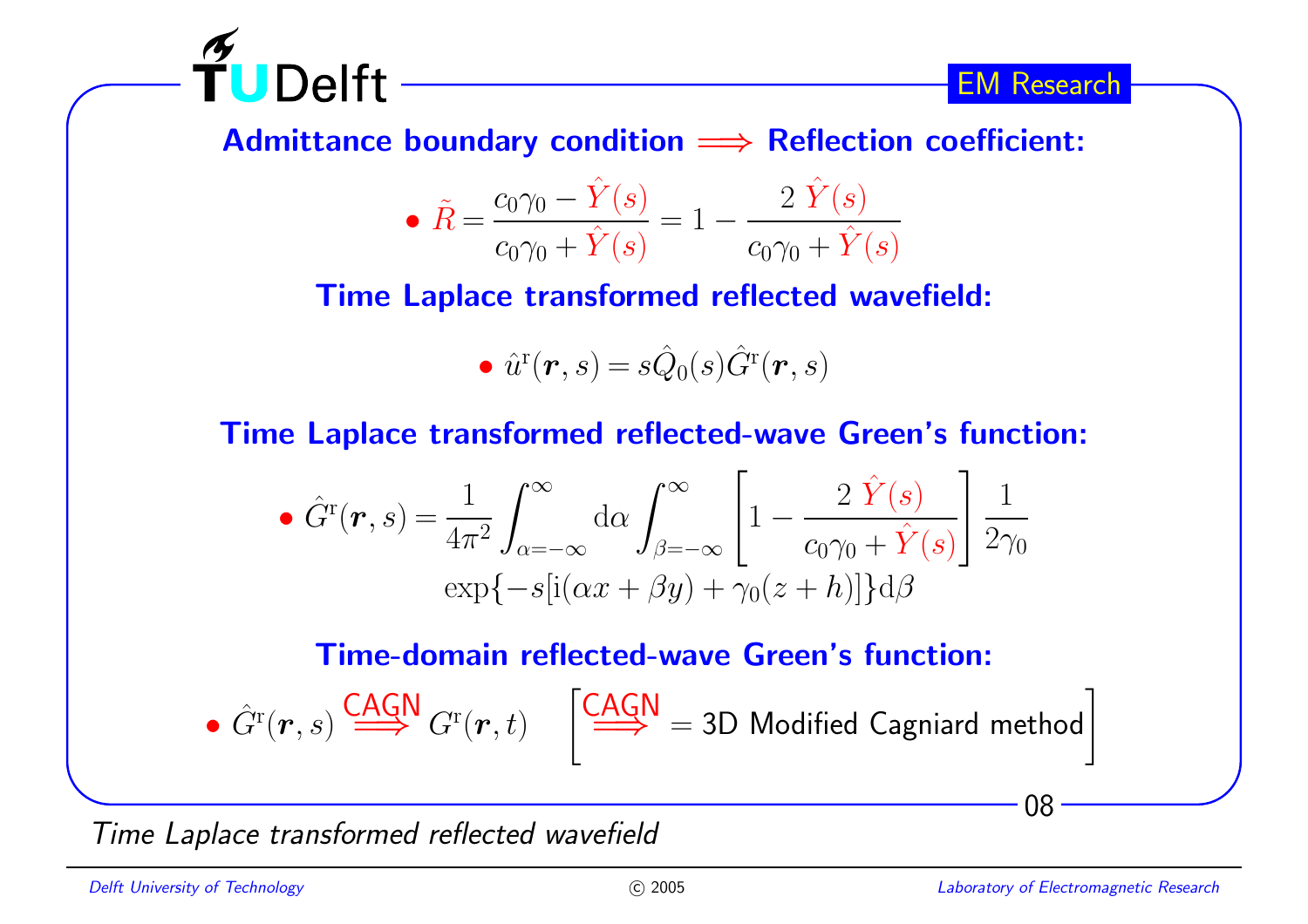**Admittance boundary condition $\Longrightarrow$ Reflection coefficient:**

- $$\tilde{R} = \frac{c_0\gamma_0 - \hat{Y}(s)}{c_0\gamma_0 + \hat{Y}(s)} = 1 - \frac{2\,\hat{Y}(s)}{c_0\gamma_0 + \hat{Y}(s)}$$

**Time Laplace transformed reflected wavefield:**

- $$\hat{u}^{\mathrm{r}}(\boldsymbol{r}, s) = s\hat{Q}_0(s)\hat{G}^{\mathrm{r}}(\boldsymbol{r}, s)$$

**Time Laplace transformed reflected-wave Green's function:**

- $$\hat{G}^{\mathrm{r}}(\boldsymbol{r}, s) = \frac{1}{4\pi^2}\int_{\alpha=-\infty}^{\infty}\mathrm{d}\alpha\int_{\beta=-\infty}^{\infty}\left[1 - \frac{2\,\hat{Y}(s)}{c_0\gamma_0 + \hat{Y}(s)}\right]\frac{1}{2\gamma_0}$$
  $$\exp\{-s[\mathrm{i}(\alpha x + \beta y) + \gamma_0(z + h)]\}\mathrm{d}\beta$$

**Time-domain reflected-wave Green's function:**

- $\hat{G}^{\mathrm{r}}(\boldsymbol{r}, s) \overset{\text{CAGN}}{\Longrightarrow} G^{\mathrm{r}}(\boldsymbol{r}, t)$ $\left[\overset{\text{CAGN}}{\Longrightarrow} = \text{3D Modified Cagniard method}\right]$

*Time Laplace transformed reflected wavefield*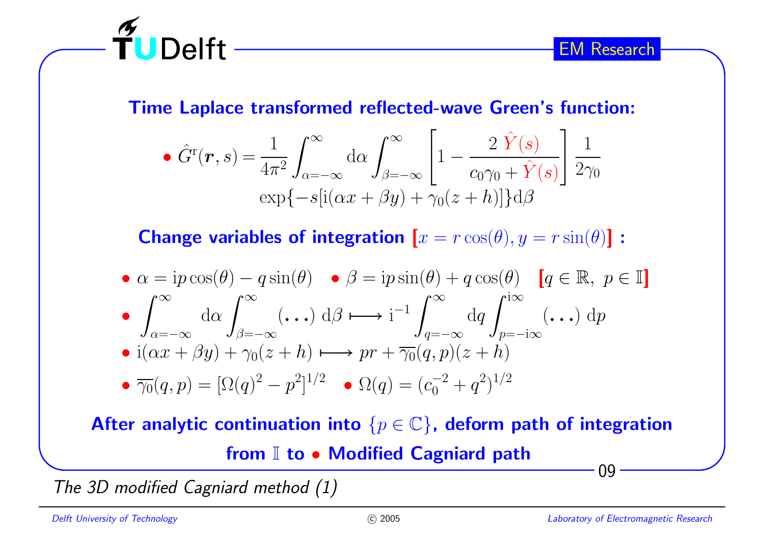## Time Laplace transformed reflected-wave Green's function:

- $$\hat{G}^{\mathrm{r}}(\boldsymbol{r},s) = \frac{1}{4\pi^2}\int_{\alpha=-\infty}^{\infty}\mathrm{d}\alpha\int_{\beta=-\infty}^{\infty}\left[1-\frac{2\,\hat{Y}(s)}{c_0\gamma_0+\hat{Y}(s)}\right]\frac{1}{2\gamma_0}\exp\{-s[\mathrm{i}(\alpha x+\beta y)+\gamma_0(z+h)]\}\mathrm{d}\beta$$

## Change variables of integration [$x = r\cos(\theta), y = r\sin(\theta)$] :

- $\alpha = \mathrm{i}p\cos(\theta) - q\sin(\theta)$ • $\beta = \mathrm{i}p\sin(\theta) + q\cos(\theta)$ [$q \in \mathbb{R},\ p \in \mathbb{I}$]
- $$\int_{\alpha=-\infty}^{\infty}\mathrm{d}\alpha\int_{\beta=-\infty}^{\infty}(\ldots)\,\mathrm{d}\beta \longmapsto \mathrm{i}^{-1}\int_{q=-\infty}^{\infty}\mathrm{d}q\int_{p=-\mathrm{i}\infty}^{\mathrm{i}\infty}(\ldots)\,\mathrm{d}p$$
- $\mathrm{i}(\alpha x+\beta y)+\gamma_0(z+h) \longmapsto pr + \overline{\gamma_0}(q,p)(z+h)$
- $\overline{\gamma_0}(q,p) = [\Omega(q)^2 - p^2]^{1/2}$ • $\Omega(q) = (c_0^{-2}+q^2)^{1/2}$

**After analytic continuation into $\{p \in \mathbb{C}\}$, deform path of integration from $\mathbb{I}$ to • Modified Cagniard path**

*The 3D modified Cagniard method (1)*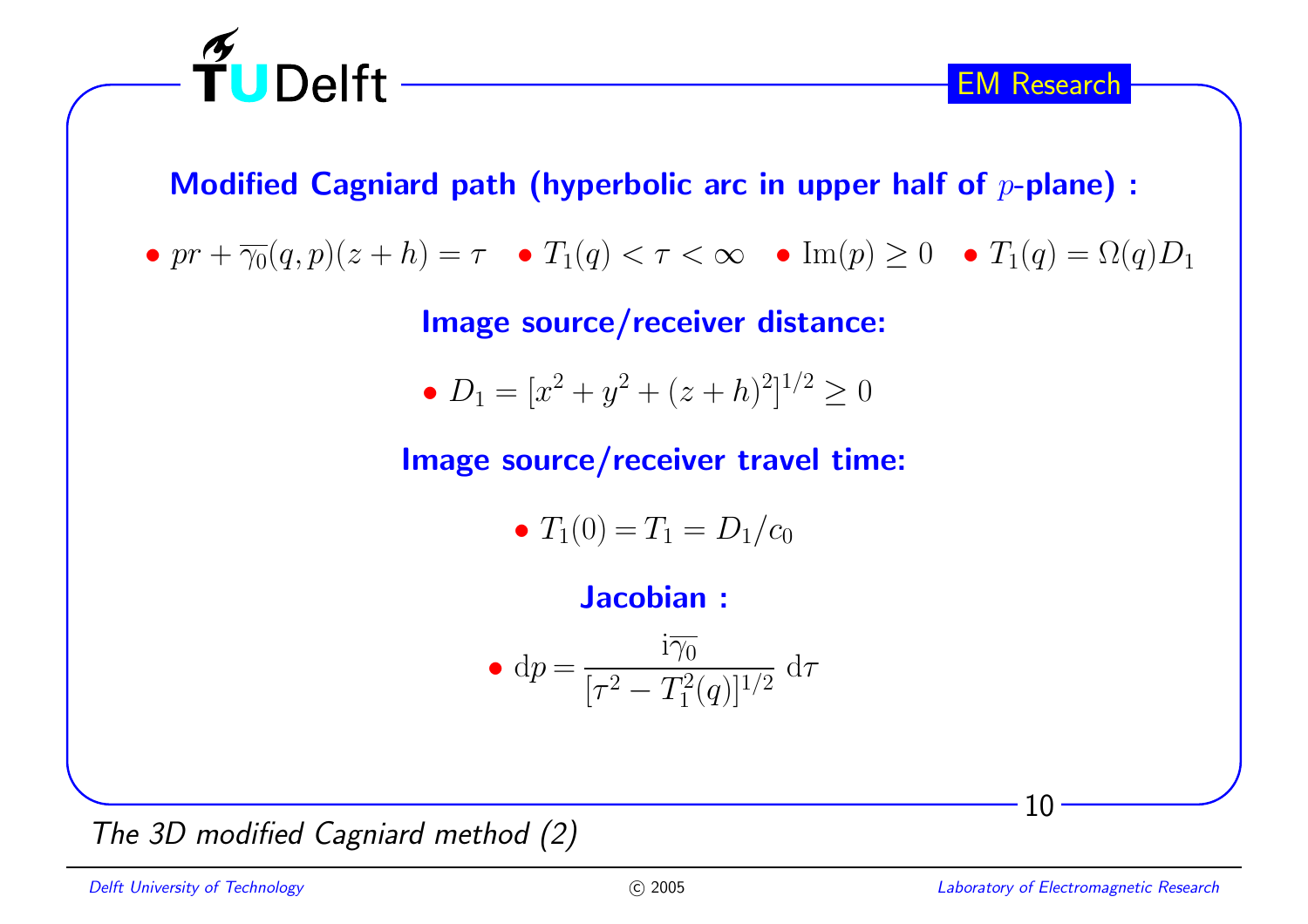## Modified Cagniard path (hyperbolic arc in upper half of $p$-plane) :

- $pr + \overline{\gamma_0}(q,p)(z+h) = \tau$
- $T_1(q) < \tau < \infty$
- $\mathrm{Im}(p) \geq 0$
- $T_1(q) = \Omega(q) D_1$

## Image source/receiver distance:

- $D_1 = [x^2 + y^2 + (z+h)^2]^{1/2} \geq 0$

## Image source/receiver travel time:

- $T_1(0) = T_1 = D_1/c_0$

## Jacobian :

- $\mathrm{d}p = \dfrac{\mathrm{i}\overline{\gamma_0}}{[\tau^2 - T_1^2(q)]^{1/2}} \, \mathrm{d}\tau$

*The 3D modified Cagniard method (2)*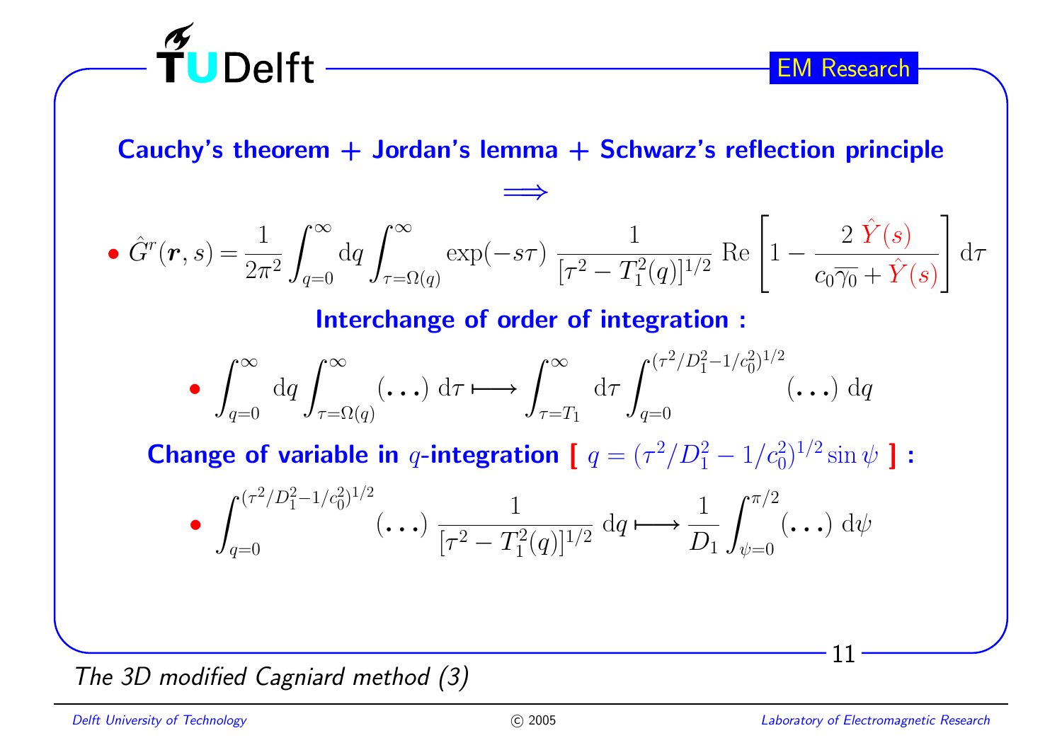**Cauchy's theorem + Jordan's lemma + Schwarz's reflection principle**

$$\Longrightarrow$$

- $$\hat{G}^r(\boldsymbol{r}, s) = \frac{1}{2\pi^2} \int_{q=0}^{\infty} \mathrm{d}q \int_{\tau=\Omega(q)}^{\infty} \exp(-s\tau)\, \frac{1}{[\tau^2 - T_1^2(q)]^{1/2}}\, \mathrm{Re}\left[1 - \frac{2\,\hat{Y}(s)}{c_0\overline{\gamma_0} + \hat{Y}(s)}\right] \mathrm{d}\tau$$

**Interchange of order of integration :**

- $$\int_{q=0}^{\infty} \mathrm{d}q \int_{\tau=\Omega(q)}^{\infty} (\ldots)\, \mathrm{d}\tau \longmapsto \int_{\tau=T_1}^{\infty} \mathrm{d}\tau \int_{q=0}^{(\tau^2/D_1^2 - 1/c_0^2)^{1/2}} (\ldots)\, \mathrm{d}q$$

**Change of variable in $q$-integration [ $q = (\tau^2/D_1^2 - 1/c_0^2)^{1/2} \sin\psi$ ] :**

- $$\int_{q=0}^{(\tau^2/D_1^2 - 1/c_0^2)^{1/2}} (\ldots)\, \frac{1}{[\tau^2 - T_1^2(q)]^{1/2}}\, \mathrm{d}q \longmapsto \frac{1}{D_1} \int_{\psi=0}^{\pi/2} (\ldots)\, \mathrm{d}\psi$$

*The 3D modified Cagniard method (3)*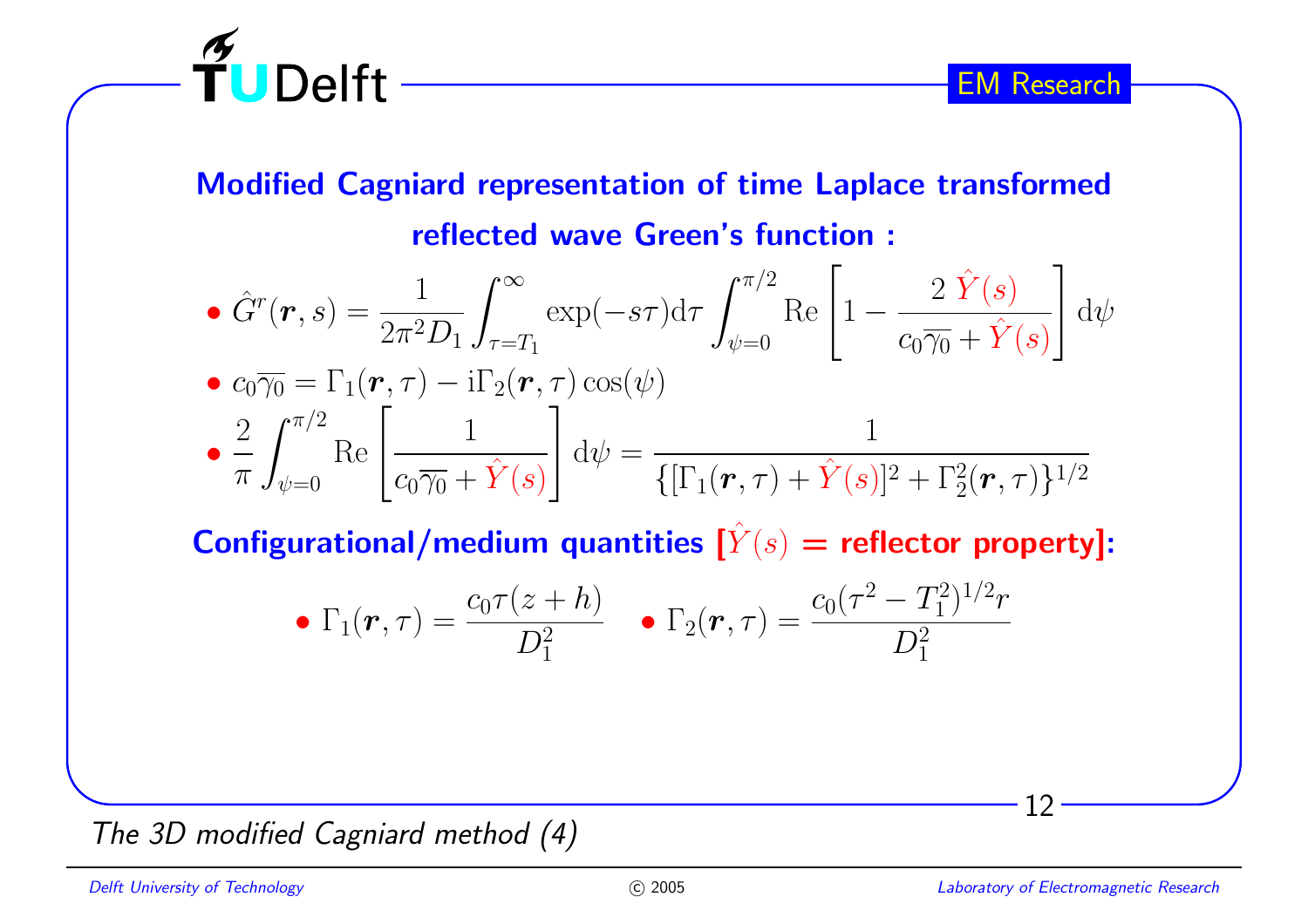## Modified Cagniard representation of time Laplace transformed reflected wave Green's function :

- $\hat{G}^r(\boldsymbol{r}, s) = \dfrac{1}{2\pi^2 D_1} \displaystyle\int_{\tau=T_1}^{\infty} \exp(-s\tau)\mathrm{d}\tau \int_{\psi=0}^{\pi/2} \mathrm{Re}\left[1 - \dfrac{2\,\hat{Y}(s)}{c_0\overline{\gamma_0} + \hat{Y}(s)}\right] \mathrm{d}\psi$
- $c_0\overline{\gamma_0} = \Gamma_1(\boldsymbol{r}, \tau) - \mathrm{i}\Gamma_2(\boldsymbol{r}, \tau)\cos(\psi)$
- $\dfrac{2}{\pi} \displaystyle\int_{\psi=0}^{\pi/2} \mathrm{Re}\left[\dfrac{1}{c_0\overline{\gamma_0} + \hat{Y}(s)}\right] \mathrm{d}\psi = \dfrac{1}{\{[\Gamma_1(\boldsymbol{r}, \tau) + \hat{Y}(s)]^2 + \Gamma_2^2(\boldsymbol{r}, \tau)\}^{1/2}}$

## Configurational/medium quantities [$\hat{Y}(s)$ = reflector property]:

- $\Gamma_1(\boldsymbol{r}, \tau) = \dfrac{c_0\tau(z+h)}{D_1^2}$
- $\Gamma_2(\boldsymbol{r}, \tau) = \dfrac{c_0(\tau^2 - T_1^2)^{1/2} r}{D_1^2}$

*The 3D modified Cagniard method (4)*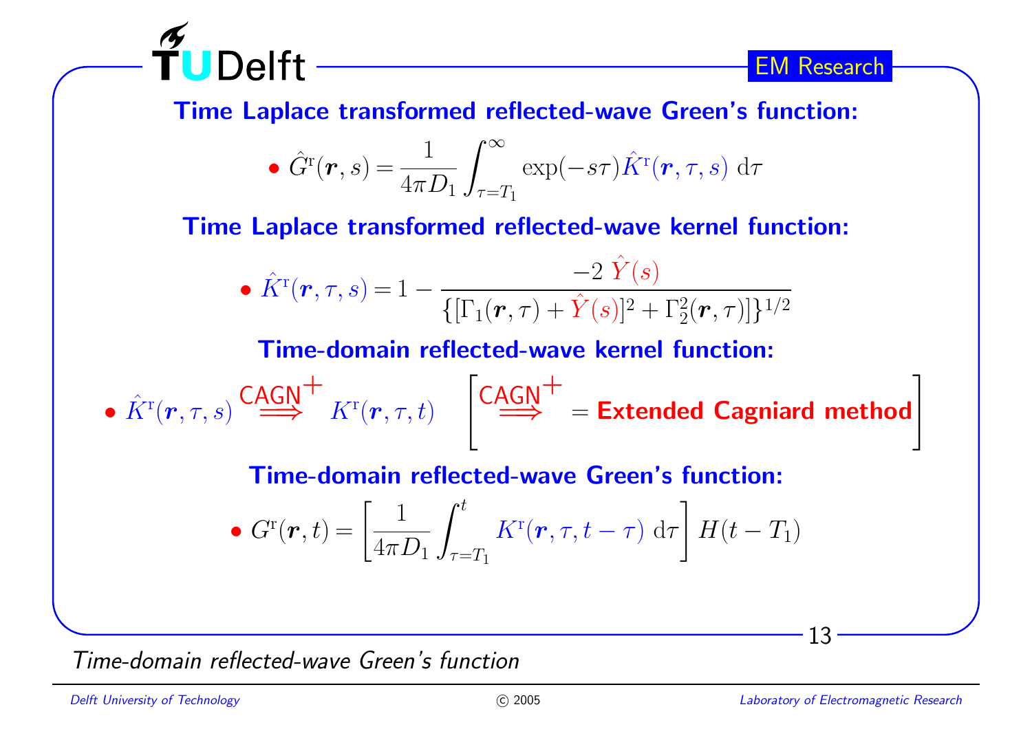## Time Laplace transformed reflected-wave Green's function:

- $$\hat{G}^{\mathrm{r}}(\boldsymbol{r}, s) = \frac{1}{4\pi D_1} \int_{\tau=T_1}^{\infty} \exp(-s\tau) \hat{K}^{\mathrm{r}}(\boldsymbol{r}, \tau, s) \, \mathrm{d}\tau$$

## Time Laplace transformed reflected-wave kernel function:

- $$\hat{K}^{\mathrm{r}}(\boldsymbol{r}, \tau, s) = 1 - \frac{-2\,\hat{Y}(s)}{\{[\Gamma_1(\boldsymbol{r}, \tau) + \hat{Y}(s)]^2 + \Gamma_2^2(\boldsymbol{r}, \tau)]\}^{1/2}}$$

## Time-domain reflected-wave kernel function:

- $$\hat{K}^{\mathrm{r}}(\boldsymbol{r}, \tau, s) \overset{\text{CAGN}^{+}}{\Longrightarrow} K^{\mathrm{r}}(\boldsymbol{r}, \tau, t) \quad \left[ \overset{\text{CAGN}^{+}}{\Longrightarrow} = \textbf{Extended Cagniard method} \right]$$

## Time-domain reflected-wave Green's function:

- $$G^{\mathrm{r}}(\boldsymbol{r}, t) = \left[ \frac{1}{4\pi D_1} \int_{\tau=T_1}^{t} K^{\mathrm{r}}(\boldsymbol{r}, \tau, t-\tau) \, \mathrm{d}\tau \right] H(t - T_1)$$

*Time-domain reflected-wave Green's function*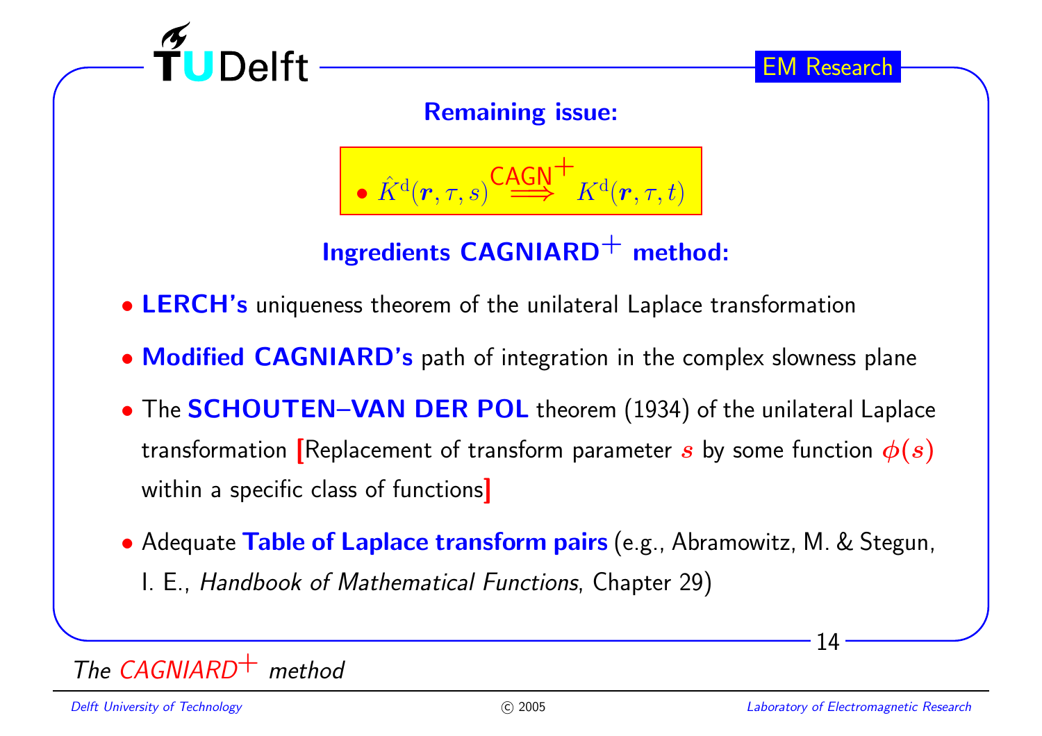## Remaining issue:

- $\hat{K}^{\rm d}(\boldsymbol{r}, \tau, s) \overset{\text{CAGN}^{+}}{\Longrightarrow} K^{\rm d}(\boldsymbol{r}, \tau, t)$

## Ingredients CAGNIARD$^{+}$ method:

- **LERCH's** uniqueness theorem of the unilateral Laplace transformation
- **Modified CAGNIARD's** path of integration in the complex slowness plane
- The **SCHOUTEN–VAN DER POL** theorem (1934) of the unilateral Laplace transformation [Replacement of transform parameter $s$ by some function $\phi(s)$ within a specific class of functions]
- Adequate **Table of Laplace transform pairs** (e.g., Abramowitz, M. & Stegun, I. E., *Handbook of Mathematical Functions*, Chapter 29)

*The CAGNIARD$^{+}$ method*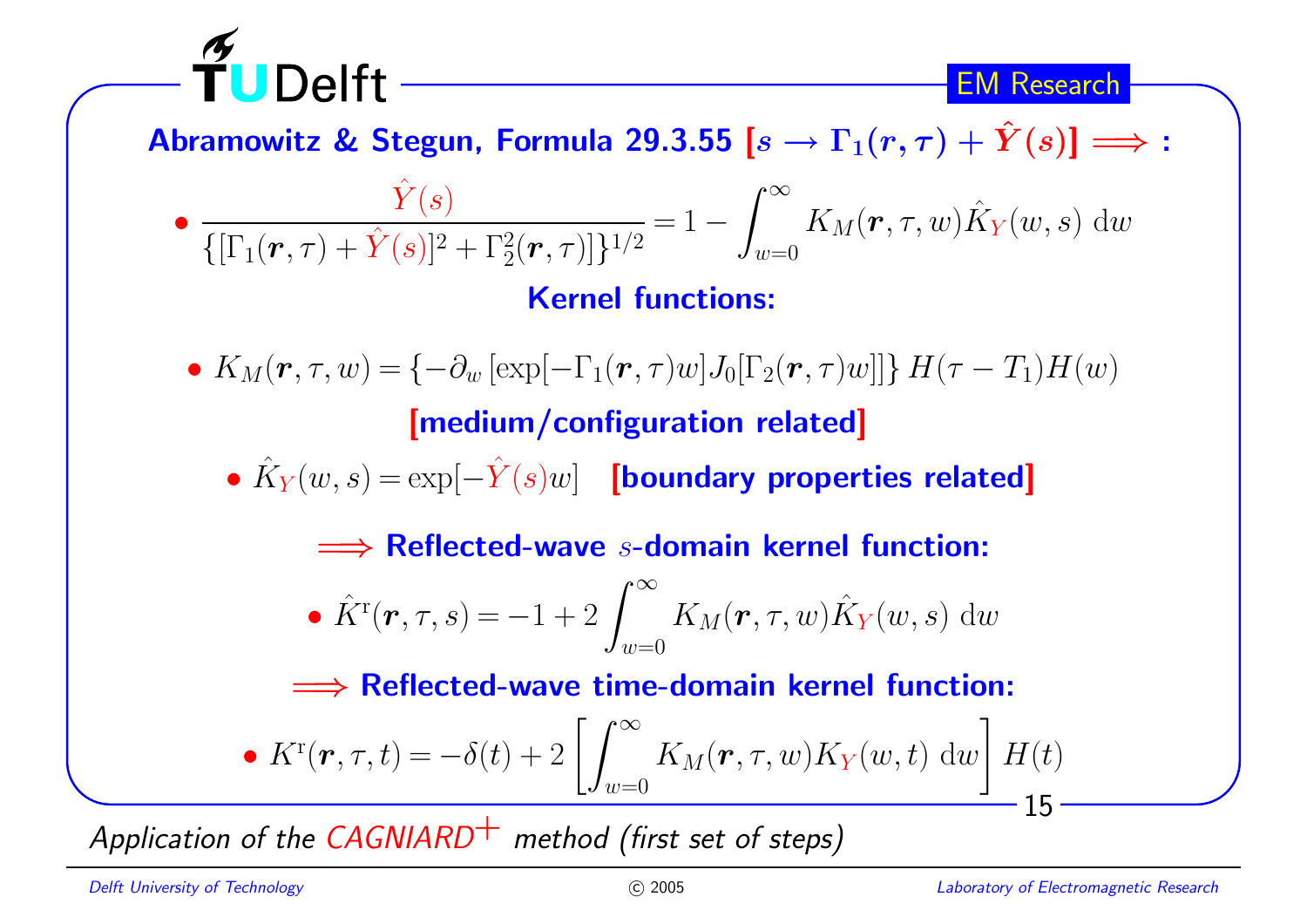**Abramowitz & Stegun, Formula 29.3.55 $[s \to \Gamma_1(\boldsymbol{r},\tau) + \hat{Y}(s)] \Longrightarrow$ :**

- $$\frac{\hat{Y}(s)}{\{[\Gamma_1(\boldsymbol{r},\tau)+\hat{Y}(s)]^2+\Gamma_2^2(\boldsymbol{r},\tau)]\}^{1/2}} = 1 - \int_{w=0}^{\infty} K_M(\boldsymbol{r},\tau,w)\hat{K}_Y(w,s)\,\mathrm{d}w$$

**Kernel functions:**

- $K_M(\boldsymbol{r},\tau,w) = \{-\partial_w\left[\exp[-\Gamma_1(\boldsymbol{r},\tau)w]J_0[\Gamma_2(\boldsymbol{r},\tau)w]\right]\}\,H(\tau - T_1)H(w)$

  **[medium/configuration related]**

- $\hat{K}_Y(w,s) = \exp[-\hat{Y}(s)w]$ **[boundary properties related]**

$\Longrightarrow$ **Reflected-wave $s$-domain kernel function:**

- $$\hat{K}^{\mathrm{r}}(\boldsymbol{r},\tau,s) = -1 + 2\int_{w=0}^{\infty} K_M(\boldsymbol{r},\tau,w)\hat{K}_Y(w,s)\,\mathrm{d}w$$

$\Longrightarrow$ **Reflected-wave time-domain kernel function:**

- $$K^{\mathrm{r}}(\boldsymbol{r},\tau,t) = -\delta(t) + 2\left[\int_{w=0}^{\infty} K_M(\boldsymbol{r},\tau,w)K_Y(w,t)\,\mathrm{d}w\right]H(t)$$

*Application of the CAGNIARD$^{+}$ method (first set of steps)*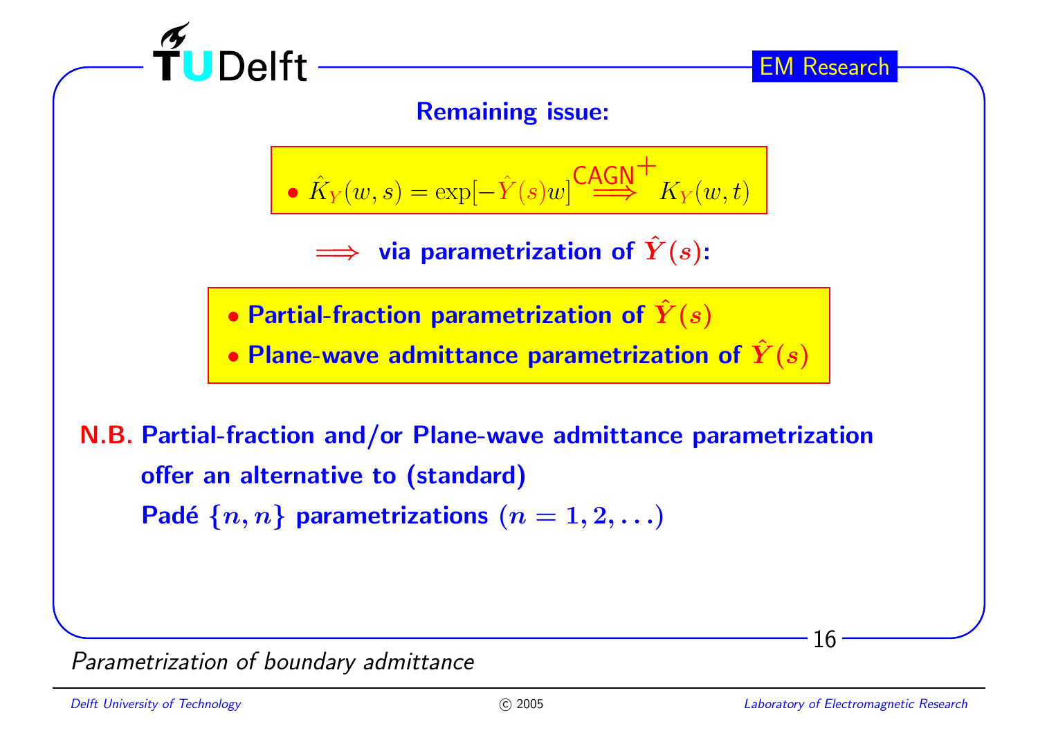## Remaining issue:

- $\hat{K}_Y(w,s) = \exp[-\hat{Y}(s)w] \overset{\text{CAGN}^+}{\Longrightarrow} K_Y(w,t)$

$\Longrightarrow$ **via parametrization of $\hat{Y}(s)$:**

- **Partial-fraction parametrization of $\hat{Y}(s)$**
- **Plane-wave admittance parametrization of $\hat{Y}(s)$**

**N.B. Partial-fraction and/or Plane-wave admittance parametrization offer an alternative to (standard) Padé $\{n,n\}$ parametrizations $(n = 1, 2, \ldots)$**

*Parametrization of boundary admittance*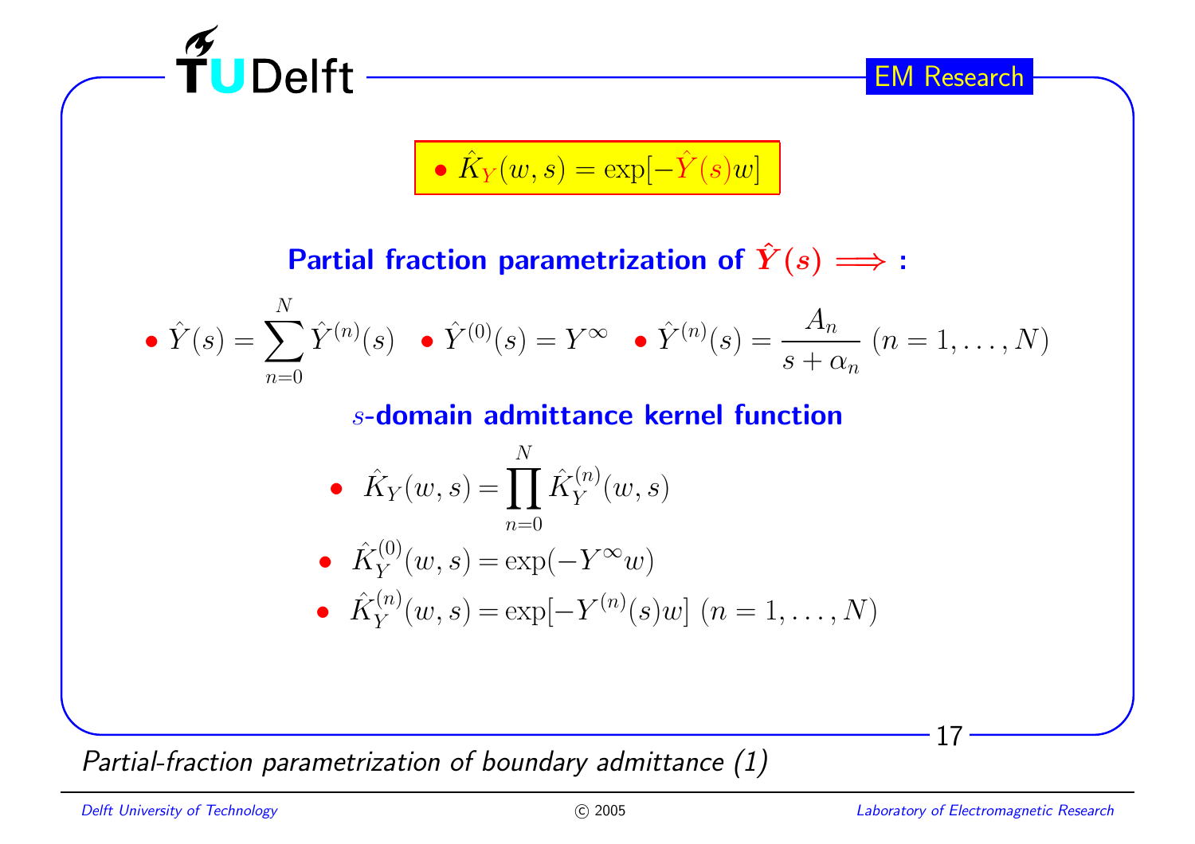- $\hat{K}_Y(w,s) = \exp[-\hat{Y}(s)w]$

**Partial fraction parametrization of $\hat{Y}(s) \Longrightarrow$ :**

- $\hat{Y}(s) = \sum_{n=0}^{N} \hat{Y}^{(n)}(s)$
- $\hat{Y}^{(0)}(s) = Y^{\infty}$
- $\hat{Y}^{(n)}(s) = \dfrac{A_n}{s+\alpha_n} \; (n = 1, \ldots, N)$

**$s$-domain admittance kernel function**

- $\hat{K}_Y(w,s) = \prod_{n=0}^{N} \hat{K}_Y^{(n)}(w,s)$
- $\hat{K}_Y^{(0)}(w,s) = \exp(-Y^{\infty}w)$
- $\hat{K}_Y^{(n)}(w,s) = \exp[-Y^{(n)}(s)w] \; (n = 1, \ldots, N)$

*Partial-fraction parametrization of boundary admittance (1)*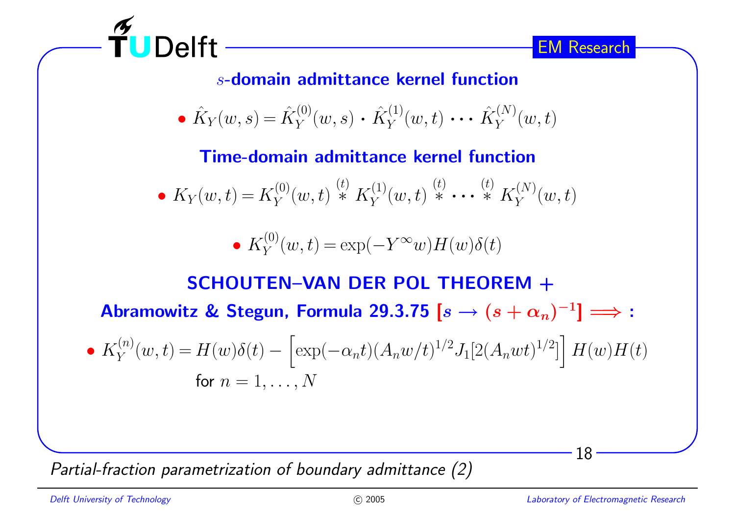## $s$-domain admittance kernel function

- $\hat{K}_Y(w,s) = \hat{K}_Y^{(0)}(w,s) \cdot \hat{K}_Y^{(1)}(w,t) \cdots \hat{K}_Y^{(N)}(w,t)$

## Time-domain admittance kernel function

- $K_Y(w,t) = K_Y^{(0)}(w,t) \overset{(t)}{*} K_Y^{(1)}(w,t) \overset{(t)}{*} \cdots \overset{(t)}{*} K_Y^{(N)}(w,t)$

  - $K_Y^{(0)}(w,t) = \exp(-Y^{\infty}w)H(w)\delta(t)$

## SCHOUTEN–VAN DER POL THEOREM +

**Abramowitz & Stegun, Formula 29.3.75 $[s \to (s+\alpha_n)^{-1}] \Longrightarrow$ :**

- $K_Y^{(n)}(w,t) = H(w)\delta(t) - \left[\exp(-\alpha_n t)(A_n w/t)^{1/2} J_1[2(A_n w t)^{1/2}]\right] H(w)H(t)$

  for $n = 1, \ldots, N$

*Partial-fraction parametrization of boundary admittance (2)*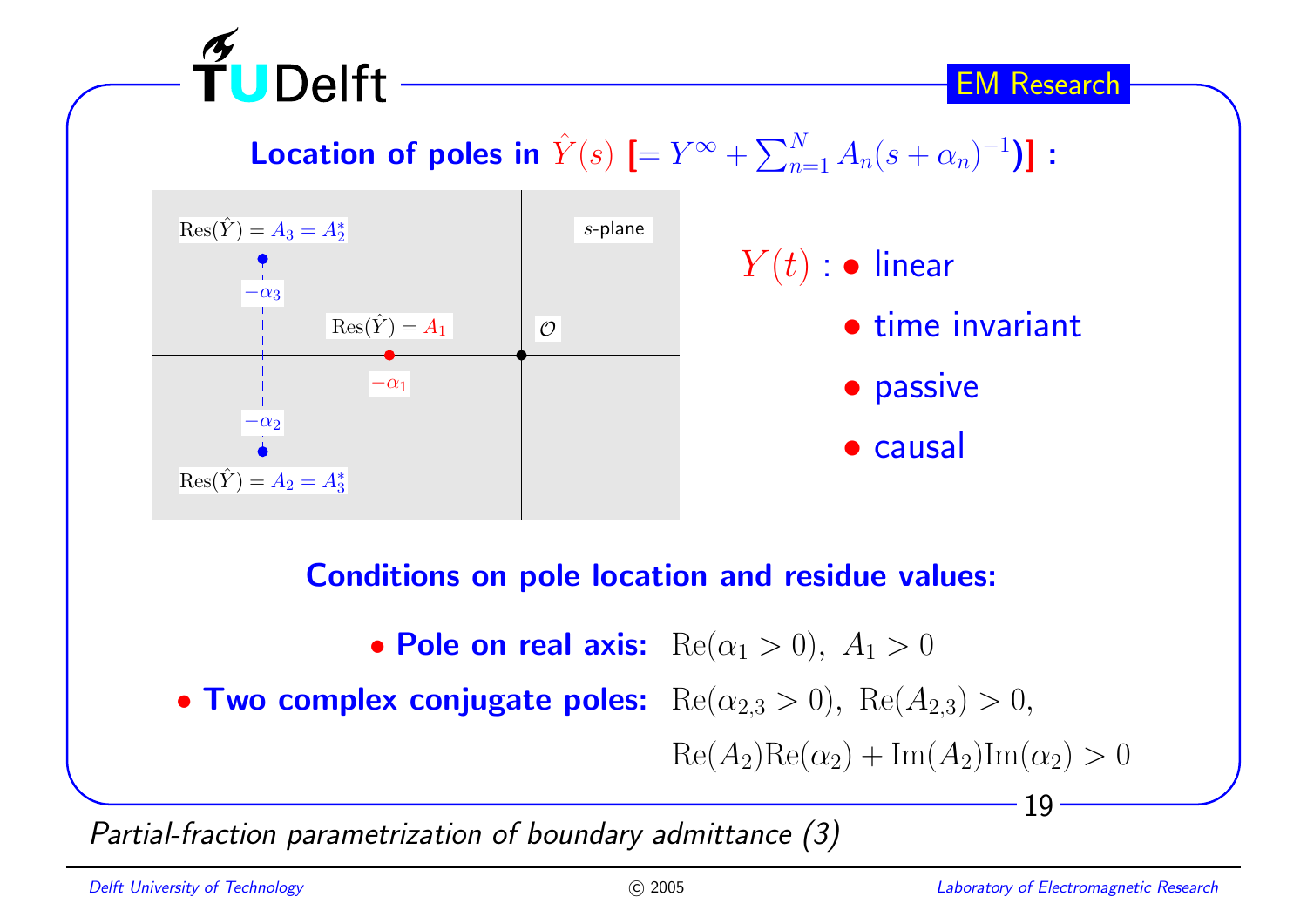## Location of poles in $\hat{Y}(s)$ [$= Y^{\infty} + \sum_{n=1}^{N} A_n (s + \alpha_n)^{-1}$)] :

$\mathrm{Res}(\hat{Y}) = A_3 = A_2^*$

$s$-plane

$-\alpha_3$

$\mathrm{Res}(\hat{Y}) = A_1$

$\mathcal{O}$

$-\alpha_1$

$-\alpha_2$

$\mathrm{Res}(\hat{Y}) = A_2 = A_3^*$

$Y(t)$ :

- linear
- time invariant
- passive
- causal

### Conditions on pole location and residue values:

- **Pole on real axis:** $\mathrm{Re}(\alpha_1 > 0),\ A_1 > 0$
- **Two complex conjugate poles:** $\mathrm{Re}(\alpha_{2,3} > 0),\ \mathrm{Re}(A_{2,3}) > 0,$

  $\mathrm{Re}(A_2)\mathrm{Re}(\alpha_2) + \mathrm{Im}(A_2)\mathrm{Im}(\alpha_2) > 0$

*Partial-fraction parametrization of boundary admittance (3)*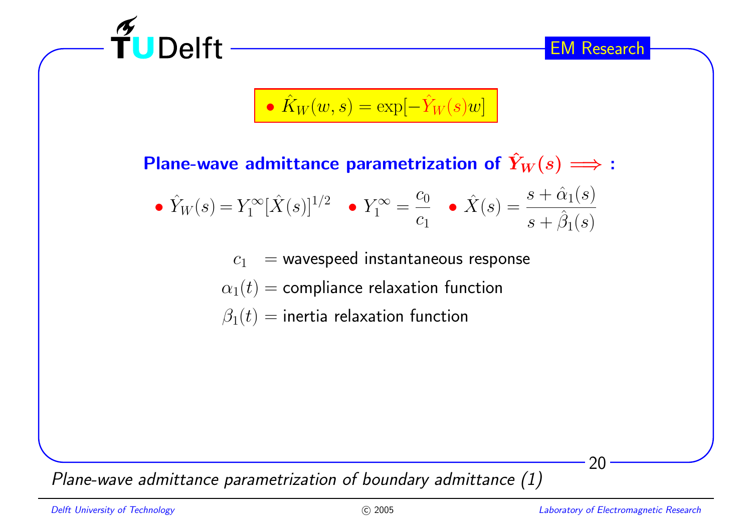- $\hat{K}_W(w,s) = \exp[-\hat{Y}_W(s)w]$

**Plane-wave admittance parametrization of $\hat{Y}_W(s) \Longrightarrow$ :**

- $\hat{Y}_W(s) = Y_1^{\infty}[\hat{X}(s)]^{1/2}$ • $Y_1^{\infty} = \dfrac{c_0}{c_1}$ • $\hat{X}(s) = \dfrac{s + \hat{\alpha}_1(s)}{s + \hat{\beta}_1(s)}$

$c_1$ = wavespeed instantaneous response

$\alpha_1(t)$ = compliance relaxation function

$\beta_1(t)$ = inertia relaxation function

*Plane-wave admittance parametrization of boundary admittance (1)*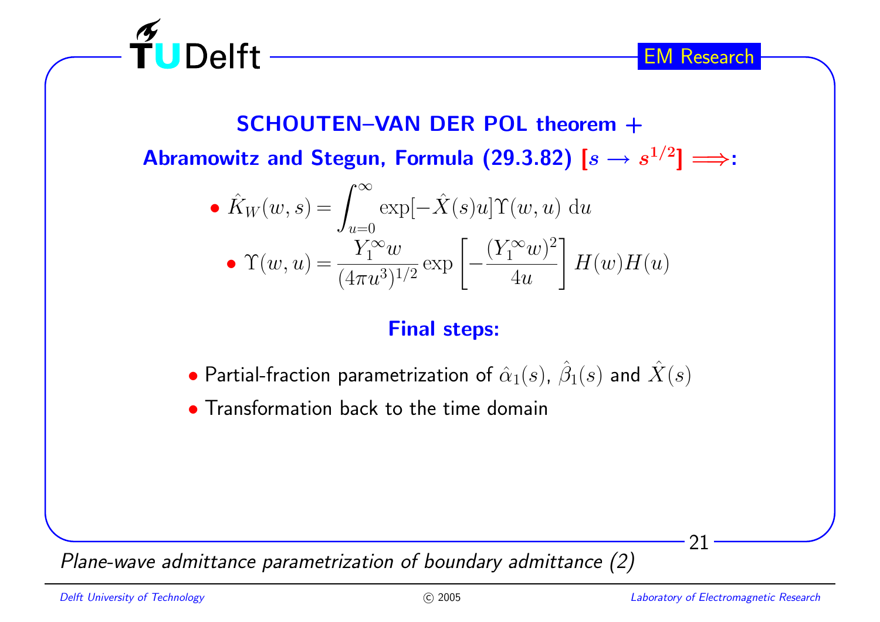## SCHOUTEN–VAN DER POL theorem +

## Abramowitz and Stegun, Formula (29.3.82) $[s \to s^{1/2}] \Longrightarrow$:

- $\hat{K}_W(w,s) = \int_{u=0}^{\infty} \exp[-\hat{X}(s)u]\Upsilon(w,u)\,\mathrm{d}u$
  - $\Upsilon(w,u) = \dfrac{Y_1^{\infty}w}{(4\pi u^3)^{1/2}} \exp\left[-\dfrac{(Y_1^{\infty}w)^2}{4u}\right] H(w)H(u)$

## Final steps:

- Partial-fraction parametrization of $\hat{\alpha}_1(s)$, $\hat{\beta}_1(s)$ and $\hat{X}(s)$
- Transformation back to the time domain

*Plane-wave admittance parametrization of boundary admittance (2)*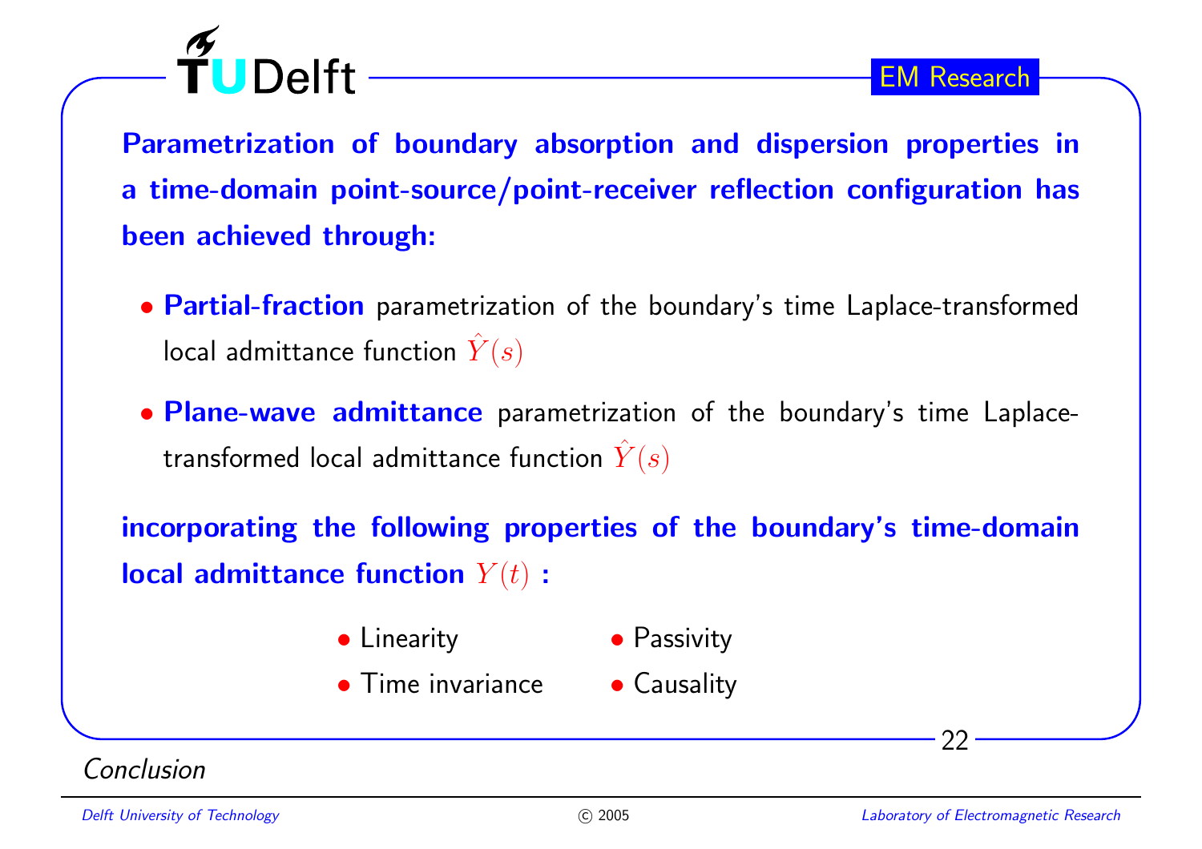**Parametrization of boundary absorption and dispersion properties in a time-domain point-source/point-receiver reflection configuration has been achieved through:**

- **Partial-fraction** parametrization of the boundary's time Laplace-transformed local admittance function $\hat{Y}(s)$
- **Plane-wave admittance** parametrization of the boundary's time Laplace-transformed local admittance function $\hat{Y}(s)$

**incorporating the following properties of the boundary's time-domain local admittance function $Y(t)$ :**

- Linearity
- Time invariance
- Passivity
- Causality

*Conclusion*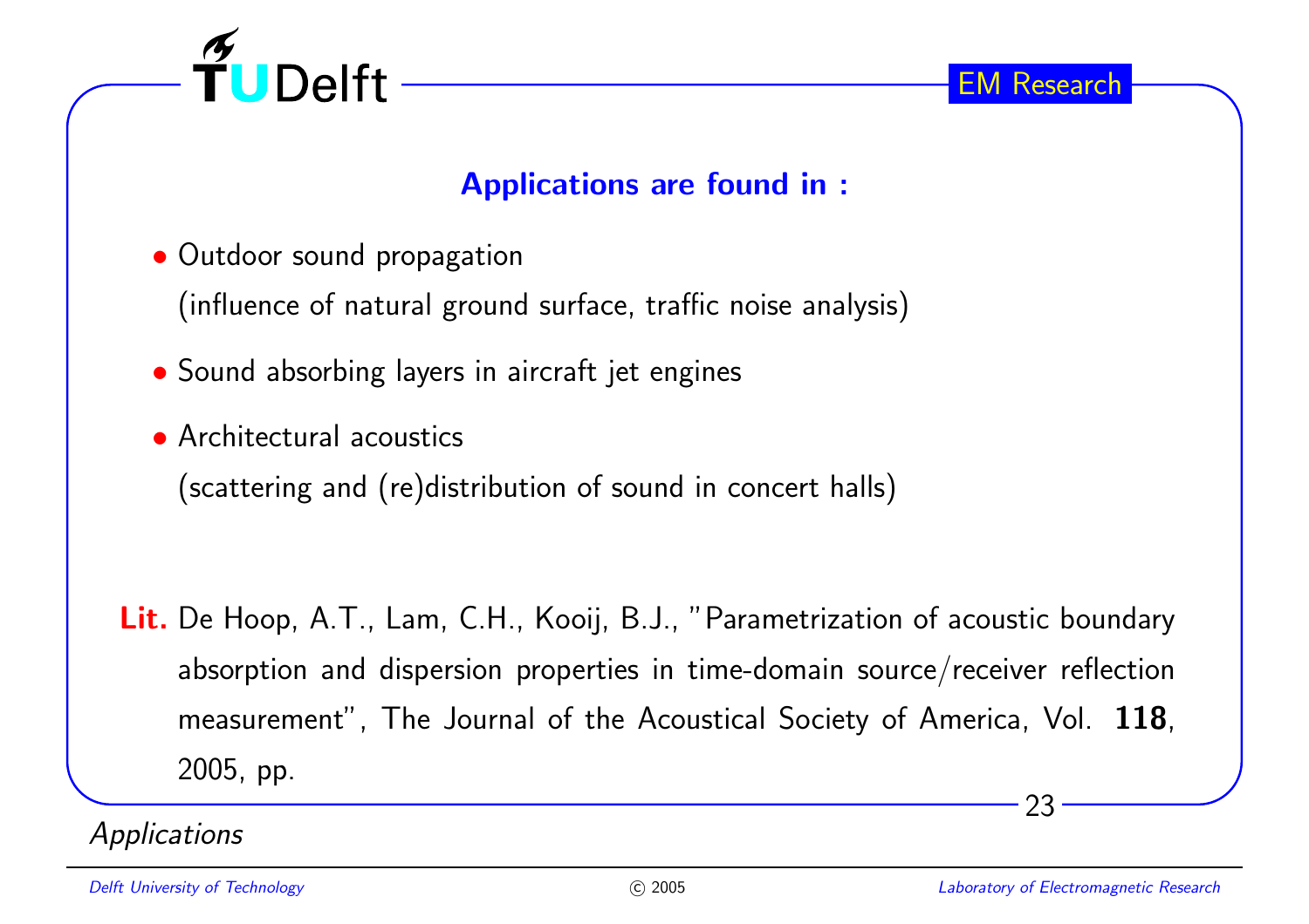## Applications are found in :

- Outdoor sound propagation
  (influence of natural ground surface, traffic noise analysis)
- Sound absorbing layers in aircraft jet engines
- Architectural acoustics
  (scattering and (re)distribution of sound in concert halls)

**Lit.** De Hoop, A.T., Lam, C.H., Kooij, B.J., "Parametrization of acoustic boundary absorption and dispersion properties in time-domain source/receiver reflection measurement", The Journal of the Acoustical Society of America, Vol. **118**, 2005, pp.